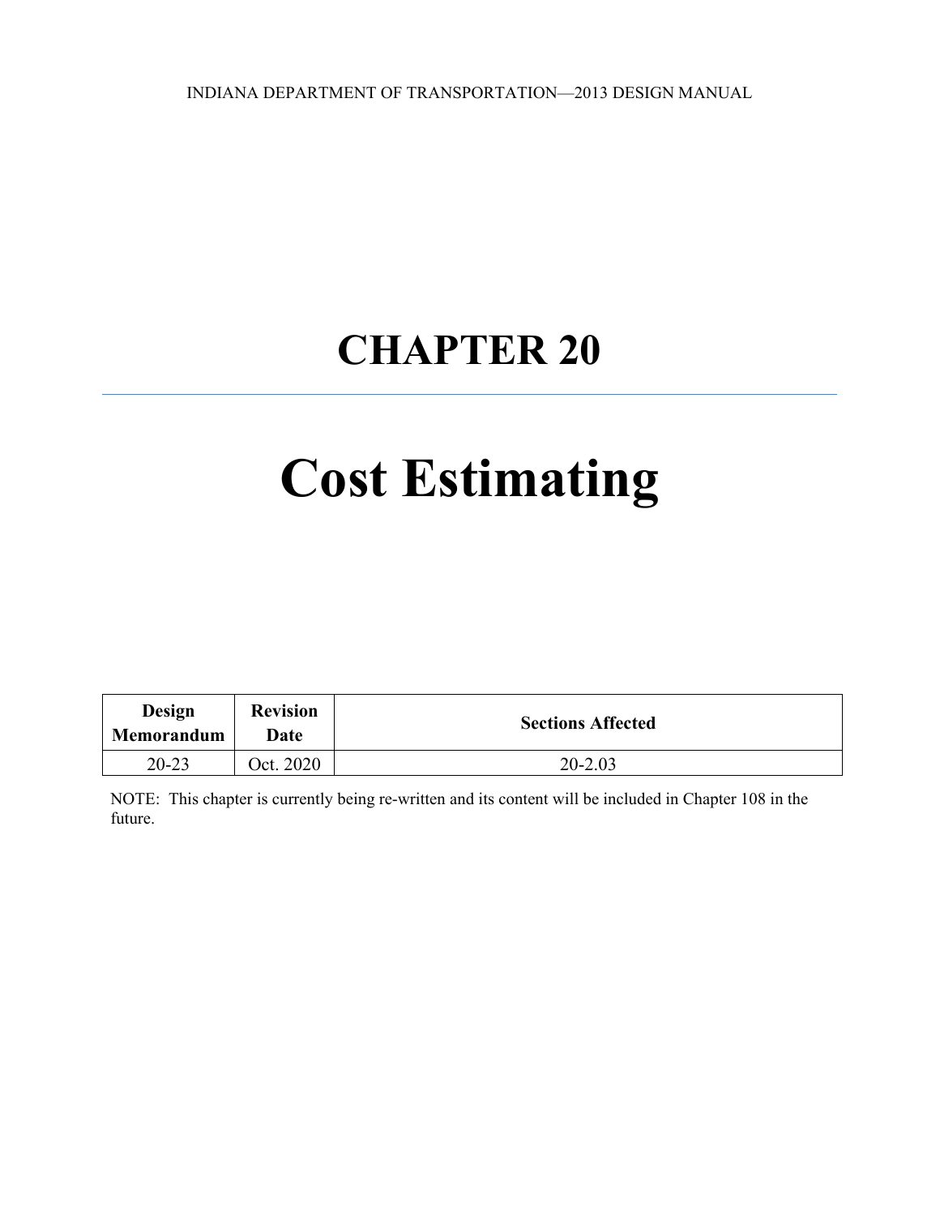# CHAPTER 20

# Cost Estimating

| Design Memorandum | Revision Date | Sections Affected |
| --- | --- | --- |
| 20-23 | Oct. 2020 | 20-2.03 |

NOTE: This chapter is currently being re-written and its content will be included in Chapter 108 in the future.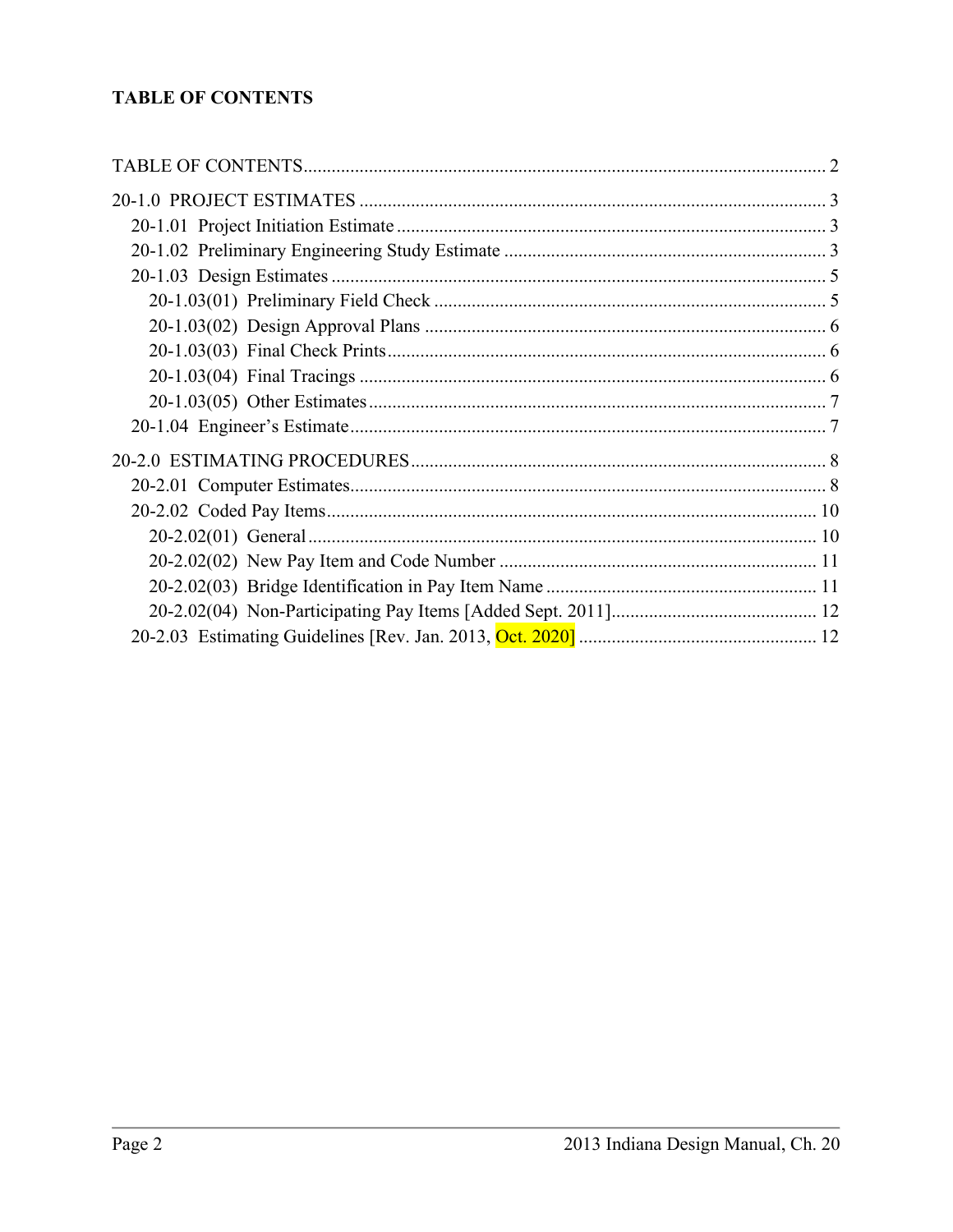**TABLE OF CONTENTS**

TABLE OF CONTENTS ..... 2

20-1.0 PROJECT ESTIMATES ..... 3
- 20-1.01 Project Initiation Estimate ..... 3
- 20-1.02 Preliminary Engineering Study Estimate ..... 3
- 20-1.03 Design Estimates ..... 5
  - 20-1.03(01) Preliminary Field Check ..... 5
  - 20-1.03(02) Design Approval Plans ..... 6
  - 20-1.03(03) Final Check Prints ..... 6
  - 20-1.03(04) Final Tracings ..... 6
  - 20-1.03(05) Other Estimates ..... 7
- 20-1.04 Engineer's Estimate ..... 7

20-2.0 ESTIMATING PROCEDURES ..... 8
- 20-2.01 Computer Estimates ..... 8
- 20-2.02 Coded Pay Items ..... 10
  - 20-2.02(01) General ..... 10
  - 20-2.02(02) New Pay Item and Code Number ..... 11
  - 20-2.02(03) Bridge Identification in Pay Item Name ..... 11
  - 20-2.02(04) Non-Participating Pay Items [Added Sept. 2011] ..... 12
- 20-2.03 Estimating Guidelines [Rev. Jan. 2013, Oct. 2020] ..... 12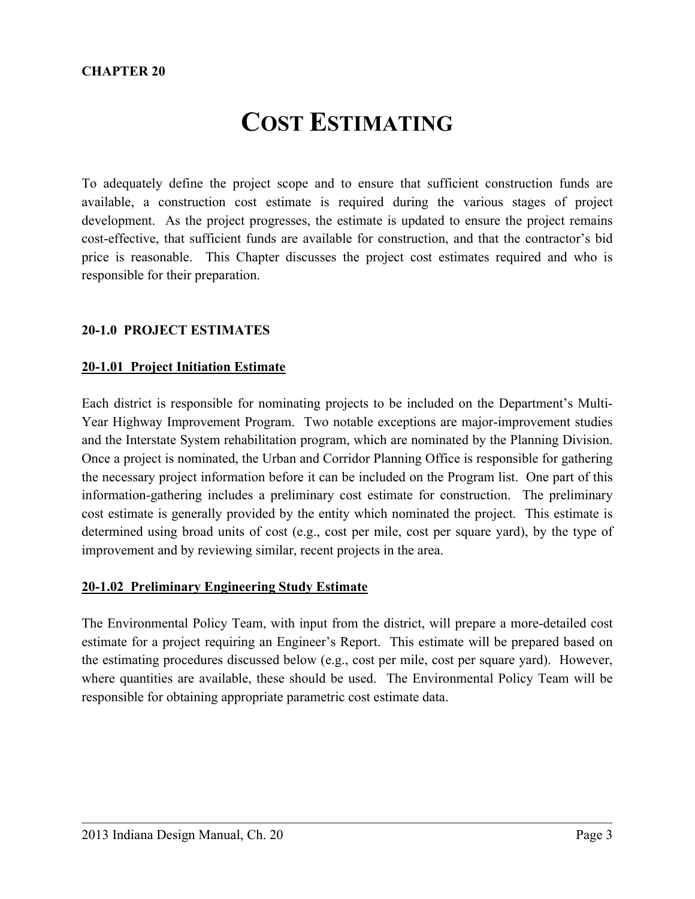**CHAPTER 20**

# COST ESTIMATING

To adequately define the project scope and to ensure that sufficient construction funds are available, a construction cost estimate is required during the various stages of project development. As the project progresses, the estimate is updated to ensure the project remains cost-effective, that sufficient funds are available for construction, and that the contractor's bid price is reasonable. This Chapter discusses the project cost estimates required and who is responsible for their preparation.

## 20-1.0 PROJECT ESTIMATES

### 20-1.01 Project Initiation Estimate

Each district is responsible for nominating projects to be included on the Department's Multi-Year Highway Improvement Program. Two notable exceptions are major-improvement studies and the Interstate System rehabilitation program, which are nominated by the Planning Division. Once a project is nominated, the Urban and Corridor Planning Office is responsible for gathering the necessary project information before it can be included on the Program list. One part of this information-gathering includes a preliminary cost estimate for construction. The preliminary cost estimate is generally provided by the entity which nominated the project. This estimate is determined using broad units of cost (e.g., cost per mile, cost per square yard), by the type of improvement and by reviewing similar, recent projects in the area.

### 20-1.02 Preliminary Engineering Study Estimate

The Environmental Policy Team, with input from the district, will prepare a more-detailed cost estimate for a project requiring an Engineer's Report. This estimate will be prepared based on the estimating procedures discussed below (e.g., cost per mile, cost per square yard). However, where quantities are available, these should be used. The Environmental Policy Team will be responsible for obtaining appropriate parametric cost estimate data.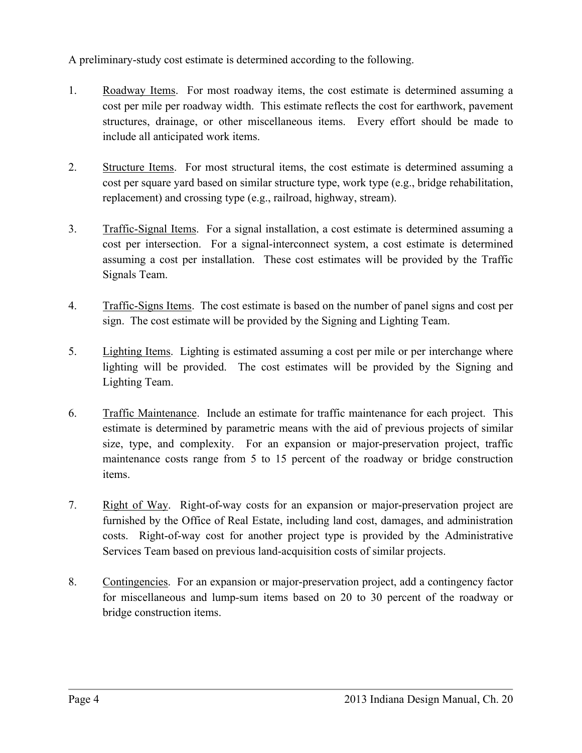A preliminary-study cost estimate is determined according to the following.

1. Roadway Items. For most roadway items, the cost estimate is determined assuming a cost per mile per roadway width. This estimate reflects the cost for earthwork, pavement structures, drainage, or other miscellaneous items. Every effort should be made to include all anticipated work items.

2. Structure Items. For most structural items, the cost estimate is determined assuming a cost per square yard based on similar structure type, work type (e.g., bridge rehabilitation, replacement) and crossing type (e.g., railroad, highway, stream).

3. Traffic-Signal Items. For a signal installation, a cost estimate is determined assuming a cost per intersection. For a signal-interconnect system, a cost estimate is determined assuming a cost per installation. These cost estimates will be provided by the Traffic Signals Team.

4. Traffic-Signs Items. The cost estimate is based on the number of panel signs and cost per sign. The cost estimate will be provided by the Signing and Lighting Team.

5. Lighting Items. Lighting is estimated assuming a cost per mile or per interchange where lighting will be provided. The cost estimates will be provided by the Signing and Lighting Team.

6. Traffic Maintenance. Include an estimate for traffic maintenance for each project. This estimate is determined by parametric means with the aid of previous projects of similar size, type, and complexity. For an expansion or major-preservation project, traffic maintenance costs range from 5 to 15 percent of the roadway or bridge construction items.

7. Right of Way. Right-of-way costs for an expansion or major-preservation project are furnished by the Office of Real Estate, including land cost, damages, and administration costs. Right-of-way cost for another project type is provided by the Administrative Services Team based on previous land-acquisition costs of similar projects.

8. Contingencies. For an expansion or major-preservation project, add a contingency factor for miscellaneous and lump-sum items based on 20 to 30 percent of the roadway or bridge construction items.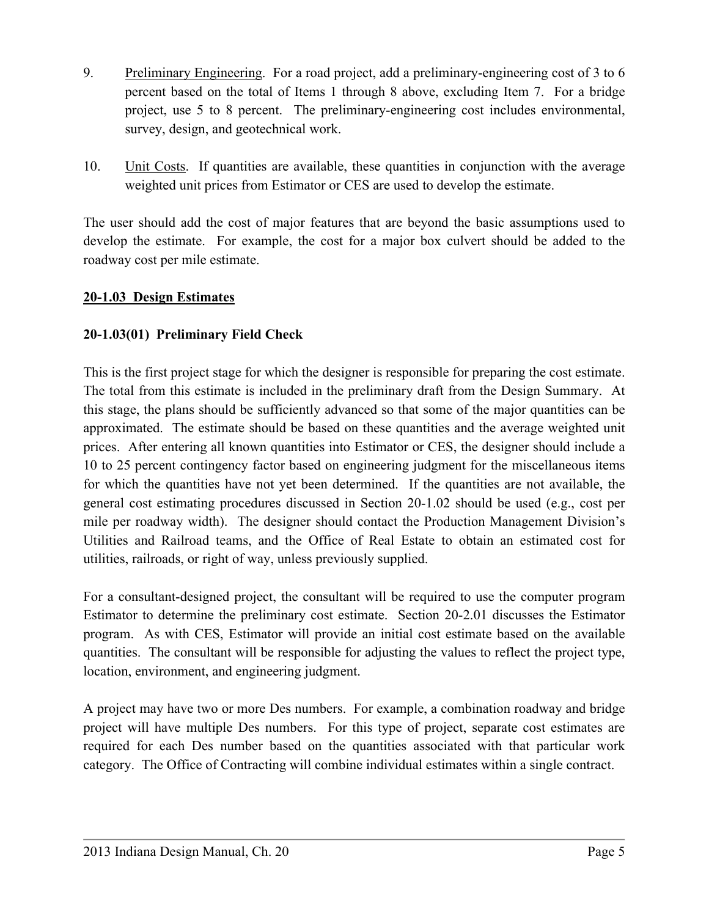9. Preliminary Engineering. For a road project, add a preliminary-engineering cost of 3 to 6 percent based on the total of Items 1 through 8 above, excluding Item 7. For a bridge project, use 5 to 8 percent. The preliminary-engineering cost includes environmental, survey, design, and geotechnical work.

10. Unit Costs. If quantities are available, these quantities in conjunction with the average weighted unit prices from Estimator or CES are used to develop the estimate.

The user should add the cost of major features that are beyond the basic assumptions used to develop the estimate. For example, the cost for a major box culvert should be added to the roadway cost per mile estimate.

## 20-1.03 Design Estimates

### 20-1.03(01) Preliminary Field Check

This is the first project stage for which the designer is responsible for preparing the cost estimate. The total from this estimate is included in the preliminary draft from the Design Summary. At this stage, the plans should be sufficiently advanced so that some of the major quantities can be approximated. The estimate should be based on these quantities and the average weighted unit prices. After entering all known quantities into Estimator or CES, the designer should include a 10 to 25 percent contingency factor based on engineering judgment for the miscellaneous items for which the quantities have not yet been determined. If the quantities are not available, the general cost estimating procedures discussed in Section 20-1.02 should be used (e.g., cost per mile per roadway width). The designer should contact the Production Management Division's Utilities and Railroad teams, and the Office of Real Estate to obtain an estimated cost for utilities, railroads, or right of way, unless previously supplied.

For a consultant-designed project, the consultant will be required to use the computer program Estimator to determine the preliminary cost estimate. Section 20-2.01 discusses the Estimator program. As with CES, Estimator will provide an initial cost estimate based on the available quantities. The consultant will be responsible for adjusting the values to reflect the project type, location, environment, and engineering judgment.

A project may have two or more Des numbers. For example, a combination roadway and bridge project will have multiple Des numbers. For this type of project, separate cost estimates are required for each Des number based on the quantities associated with that particular work category. The Office of Contracting will combine individual estimates within a single contract.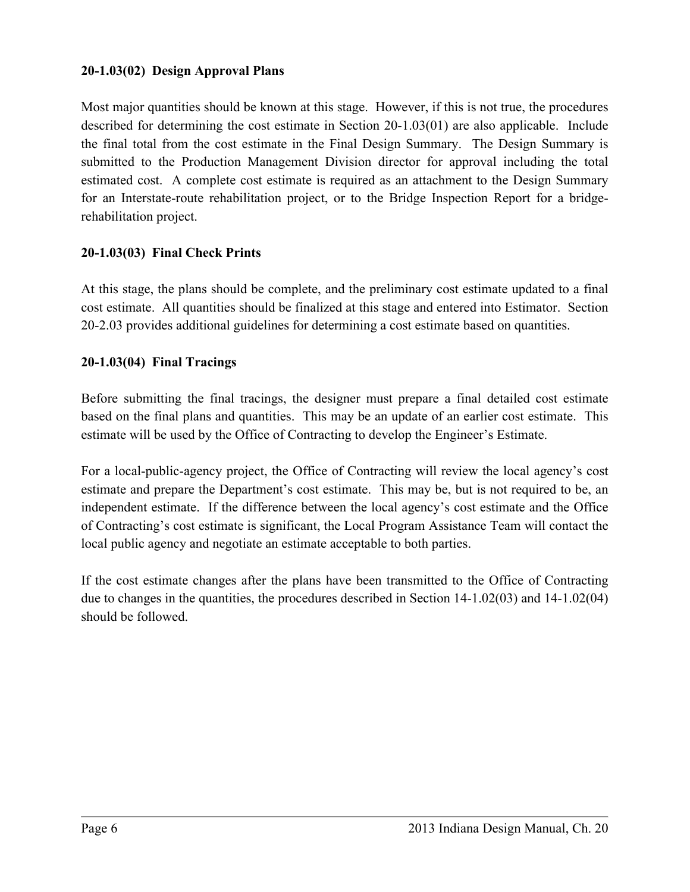### 20-1.03(02) Design Approval Plans

Most major quantities should be known at this stage. However, if this is not true, the procedures described for determining the cost estimate in Section 20-1.03(01) are also applicable. Include the final total from the cost estimate in the Final Design Summary. The Design Summary is submitted to the Production Management Division director for approval including the total estimated cost. A complete cost estimate is required as an attachment to the Design Summary for an Interstate-route rehabilitation project, or to the Bridge Inspection Report for a bridge-rehabilitation project.

### 20-1.03(03) Final Check Prints

At this stage, the plans should be complete, and the preliminary cost estimate updated to a final cost estimate. All quantities should be finalized at this stage and entered into Estimator. Section 20-2.03 provides additional guidelines for determining a cost estimate based on quantities.

### 20-1.03(04) Final Tracings

Before submitting the final tracings, the designer must prepare a final detailed cost estimate based on the final plans and quantities. This may be an update of an earlier cost estimate. This estimate will be used by the Office of Contracting to develop the Engineer's Estimate.

For a local-public-agency project, the Office of Contracting will review the local agency's cost estimate and prepare the Department's cost estimate. This may be, but is not required to be, an independent estimate. If the difference between the local agency's cost estimate and the Office of Contracting's cost estimate is significant, the Local Program Assistance Team will contact the local public agency and negotiate an estimate acceptable to both parties.

If the cost estimate changes after the plans have been transmitted to the Office of Contracting due to changes in the quantities, the procedures described in Section 14-1.02(03) and 14-1.02(04) should be followed.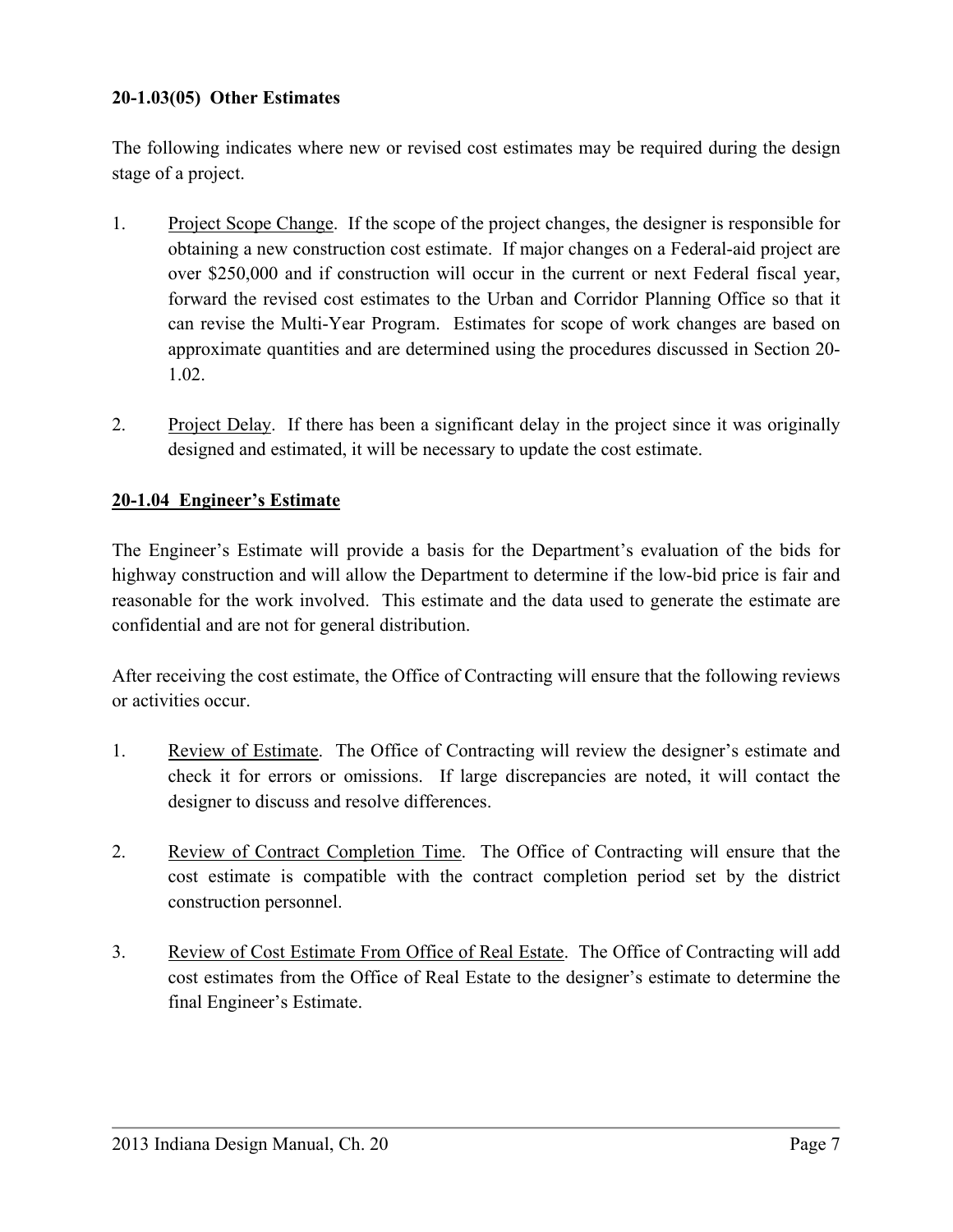### 20-1.03(05) Other Estimates

The following indicates where new or revised cost estimates may be required during the design stage of a project.

1. Project Scope Change. If the scope of the project changes, the designer is responsible for obtaining a new construction cost estimate. If major changes on a Federal-aid project are over $250,000 and if construction will occur in the current or next Federal fiscal year, forward the revised cost estimates to the Urban and Corridor Planning Office so that it can revise the Multi-Year Program. Estimates for scope of work changes are based on approximate quantities and are determined using the procedures discussed in Section 20-1.02.

2. Project Delay. If there has been a significant delay in the project since it was originally designed and estimated, it will be necessary to update the cost estimate.

## 20-1.04 Engineer's Estimate

The Engineer's Estimate will provide a basis for the Department's evaluation of the bids for highway construction and will allow the Department to determine if the low-bid price is fair and reasonable for the work involved. This estimate and the data used to generate the estimate are confidential and are not for general distribution.

After receiving the cost estimate, the Office of Contracting will ensure that the following reviews or activities occur.

1. Review of Estimate. The Office of Contracting will review the designer's estimate and check it for errors or omissions. If large discrepancies are noted, it will contact the designer to discuss and resolve differences.

2. Review of Contract Completion Time. The Office of Contracting will ensure that the cost estimate is compatible with the contract completion period set by the district construction personnel.

3. Review of Cost Estimate From Office of Real Estate. The Office of Contracting will add cost estimates from the Office of Real Estate to the designer's estimate to determine the final Engineer's Estimate.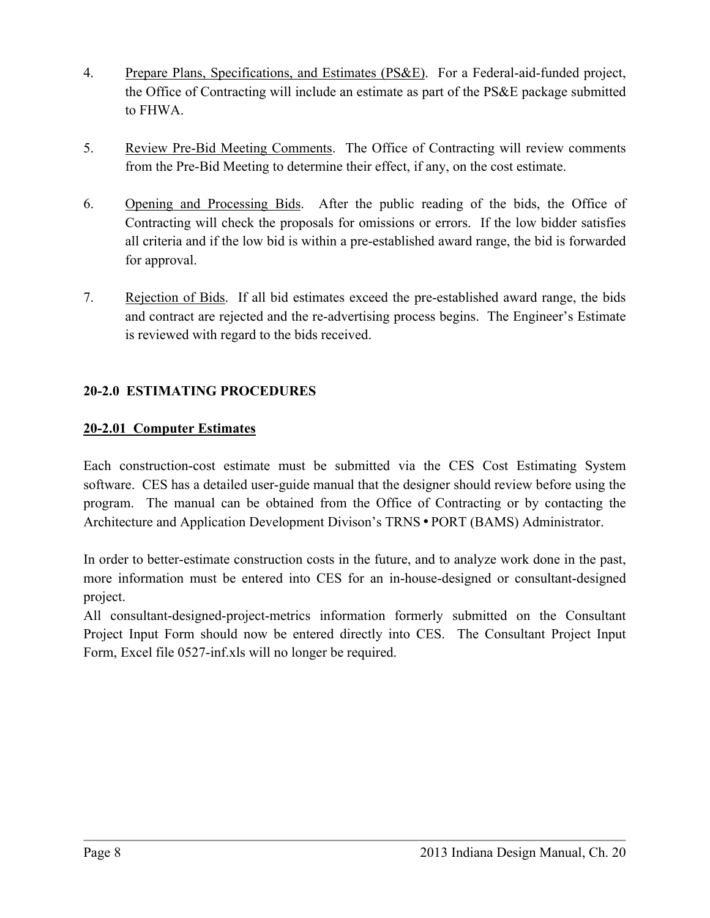4. <u>Prepare Plans, Specifications, and Estimates (PS&E)</u>. For a Federal-aid-funded project, the Office of Contracting will include an estimate as part of the PS&E package submitted to FHWA.

5. <u>Review Pre-Bid Meeting Comments</u>. The Office of Contracting will review comments from the Pre-Bid Meeting to determine their effect, if any, on the cost estimate.

6. <u>Opening and Processing Bids</u>. After the public reading of the bids, the Office of Contracting will check the proposals for omissions or errors. If the low bidder satisfies all criteria and if the low bid is within a pre-established award range, the bid is forwarded for approval.

7. <u>Rejection of Bids</u>. If all bid estimates exceed the pre-established award range, the bids and contract are rejected and the re-advertising process begins. The Engineer's Estimate is reviewed with regard to the bids received.

## 20-2.0 ESTIMATING PROCEDURES

### <u>20-2.01 Computer Estimates</u>

Each construction-cost estimate must be submitted via the CES Cost Estimating System software. CES has a detailed user-guide manual that the designer should review before using the program. The manual can be obtained from the Office of Contracting or by contacting the Architecture and Application Development Divison's TRNS • PORT (BAMS) Administrator.

In order to better-estimate construction costs in the future, and to analyze work done in the past, more information must be entered into CES for an in-house-designed or consultant-designed project.

All consultant-designed-project-metrics information formerly submitted on the Consultant Project Input Form should now be entered directly into CES. The Consultant Project Input Form, Excel file 0527-inf.xls will no longer be required.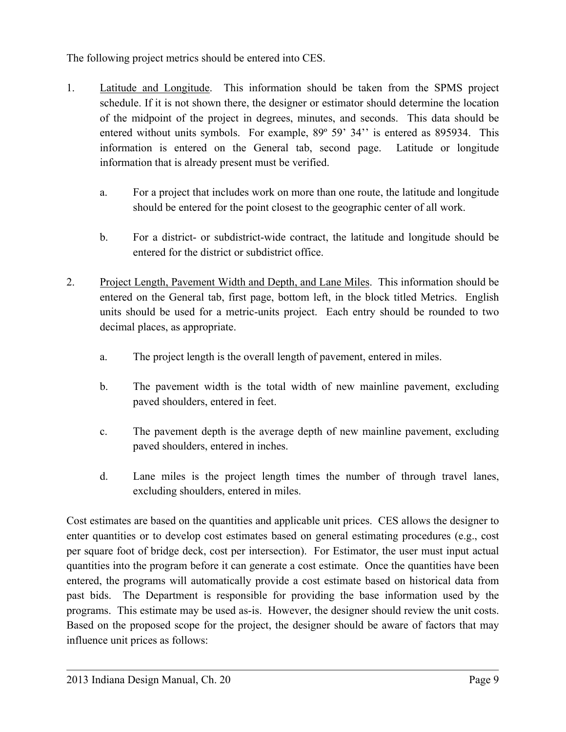The following project metrics should be entered into CES.

1. Latitude and Longitude. This information should be taken from the SPMS project schedule. If it is not shown there, the designer or estimator should determine the location of the midpoint of the project in degrees, minutes, and seconds. This data should be entered without units symbols. For example, 89º 59' 34'' is entered as 895934. This information is entered on the General tab, second page. Latitude or longitude information that is already present must be verified.

   a. For a project that includes work on more than one route, the latitude and longitude should be entered for the point closest to the geographic center of all work.

   b. For a district- or subdistrict-wide contract, the latitude and longitude should be entered for the district or subdistrict office.

2. Project Length, Pavement Width and Depth, and Lane Miles. This information should be entered on the General tab, first page, bottom left, in the block titled Metrics. English units should be used for a metric-units project. Each entry should be rounded to two decimal places, as appropriate.

   a. The project length is the overall length of pavement, entered in miles.

   b. The pavement width is the total width of new mainline pavement, excluding paved shoulders, entered in feet.

   c. The pavement depth is the average depth of new mainline pavement, excluding paved shoulders, entered in inches.

   d. Lane miles is the project length times the number of through travel lanes, excluding shoulders, entered in miles.

Cost estimates are based on the quantities and applicable unit prices. CES allows the designer to enter quantities or to develop cost estimates based on general estimating procedures (e.g., cost per square foot of bridge deck, cost per intersection). For Estimator, the user must input actual quantities into the program before it can generate a cost estimate. Once the quantities have been entered, the programs will automatically provide a cost estimate based on historical data from past bids. The Department is responsible for providing the base information used by the programs. This estimate may be used as-is. However, the designer should review the unit costs. Based on the proposed scope for the project, the designer should be aware of factors that may influence unit prices as follows: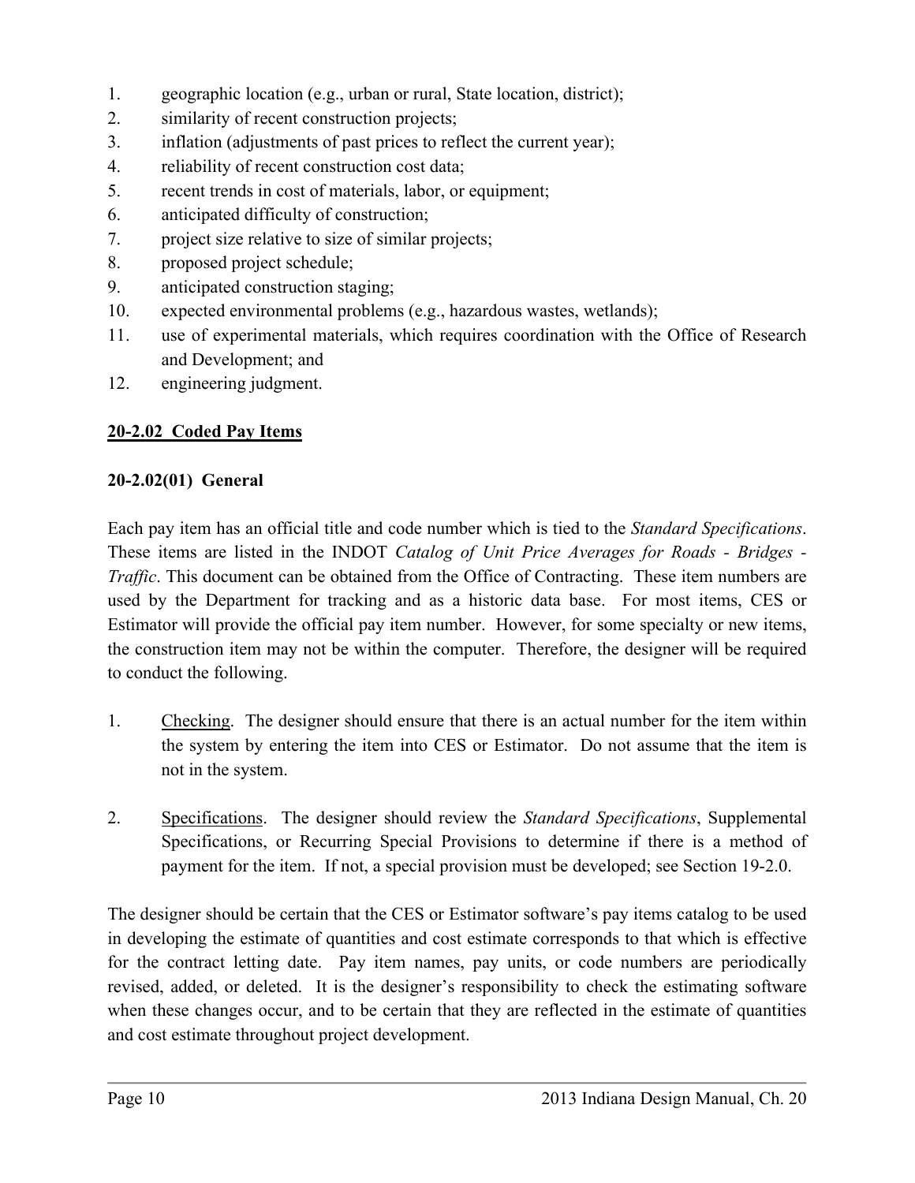1. geographic location (e.g., urban or rural, State location, district);
2. similarity of recent construction projects;
3. inflation (adjustments of past prices to reflect the current year);
4. reliability of recent construction cost data;
5. recent trends in cost of materials, labor, or equipment;
6. anticipated difficulty of construction;
7. project size relative to size of similar projects;
8. proposed project schedule;
9. anticipated construction staging;
10. expected environmental problems (e.g., hazardous wastes, wetlands);
11. use of experimental materials, which requires coordination with the Office of Research and Development; and
12. engineering judgment.

## 20-2.02 Coded Pay Items

### 20-2.02(01) General

Each pay item has an official title and code number which is tied to the *Standard Specifications*. These items are listed in the INDOT *Catalog of Unit Price Averages for Roads - Bridges - Traffic*. This document can be obtained from the Office of Contracting. These item numbers are used by the Department for tracking and as a historic data base. For most items, CES or Estimator will provide the official pay item number. However, for some specialty or new items, the construction item may not be within the computer. Therefore, the designer will be required to conduct the following.

1. Checking. The designer should ensure that there is an actual number for the item within the system by entering the item into CES or Estimator. Do not assume that the item is not in the system.

2. Specifications. The designer should review the *Standard Specifications*, Supplemental Specifications, or Recurring Special Provisions to determine if there is a method of payment for the item. If not, a special provision must be developed; see Section 19-2.0.

The designer should be certain that the CES or Estimator software's pay items catalog to be used in developing the estimate of quantities and cost estimate corresponds to that which is effective for the contract letting date. Pay item names, pay units, or code numbers are periodically revised, added, or deleted. It is the designer's responsibility to check the estimating software when these changes occur, and to be certain that they are reflected in the estimate of quantities and cost estimate throughout project development.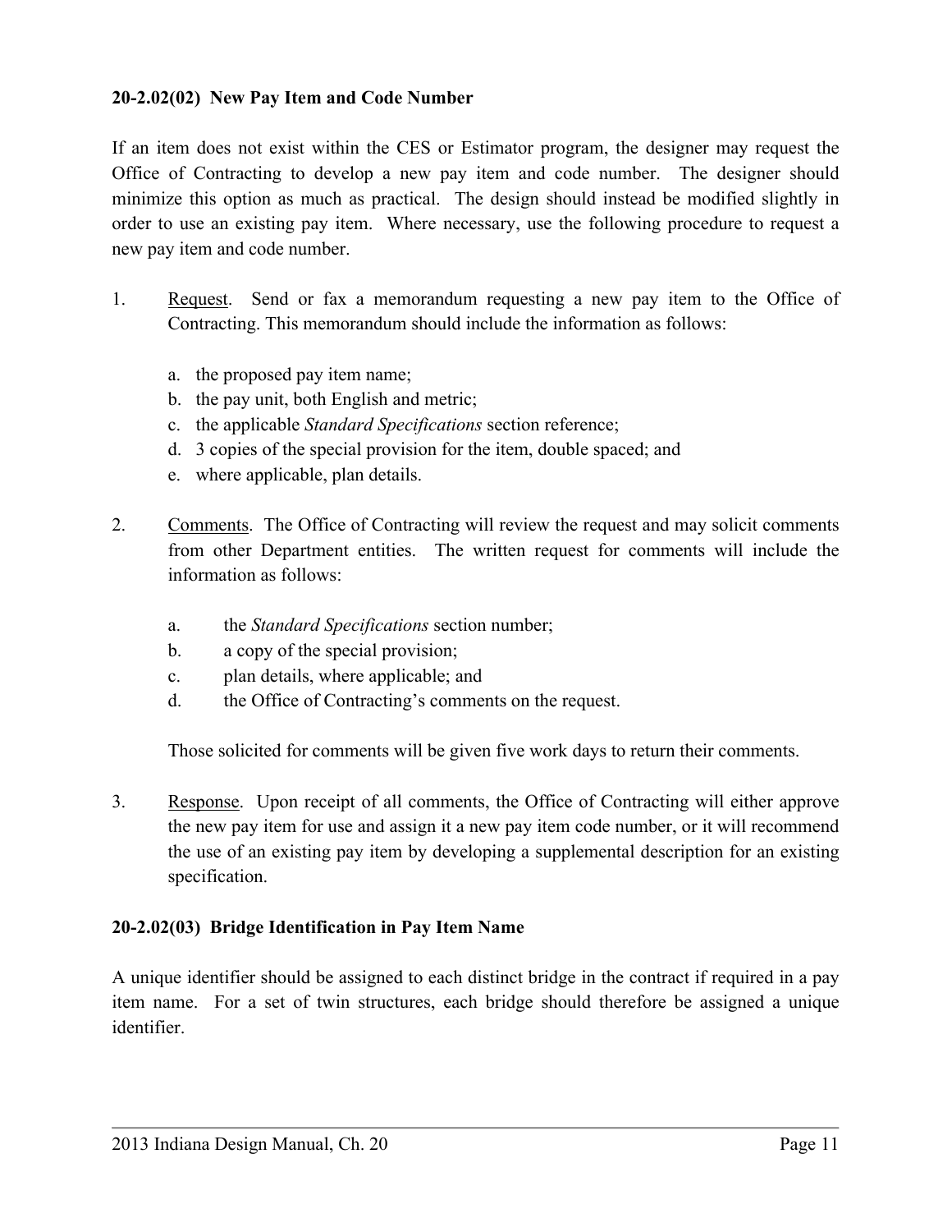### 20-2.02(02) New Pay Item and Code Number

If an item does not exist within the CES or Estimator program, the designer may request the Office of Contracting to develop a new pay item and code number. The designer should minimize this option as much as practical. The design should instead be modified slightly in order to use an existing pay item. Where necessary, use the following procedure to request a new pay item and code number.

1. Request. Send or fax a memorandum requesting a new pay item to the Office of Contracting. This memorandum should include the information as follows:

   a. the proposed pay item name;
   b. the pay unit, both English and metric;
   c. the applicable *Standard Specifications* section reference;
   d. 3 copies of the special provision for the item, double spaced; and
   e. where applicable, plan details.

2. Comments. The Office of Contracting will review the request and may solicit comments from other Department entities. The written request for comments will include the information as follows:

   a. the *Standard Specifications* section number;
   b. a copy of the special provision;
   c. plan details, where applicable; and
   d. the Office of Contracting's comments on the request.

   Those solicited for comments will be given five work days to return their comments.

3. Response. Upon receipt of all comments, the Office of Contracting will either approve the new pay item for use and assign it a new pay item code number, or it will recommend the use of an existing pay item by developing a supplemental description for an existing specification.

### 20-2.02(03) Bridge Identification in Pay Item Name

A unique identifier should be assigned to each distinct bridge in the contract if required in a pay item name. For a set of twin structures, each bridge should therefore be assigned a unique identifier.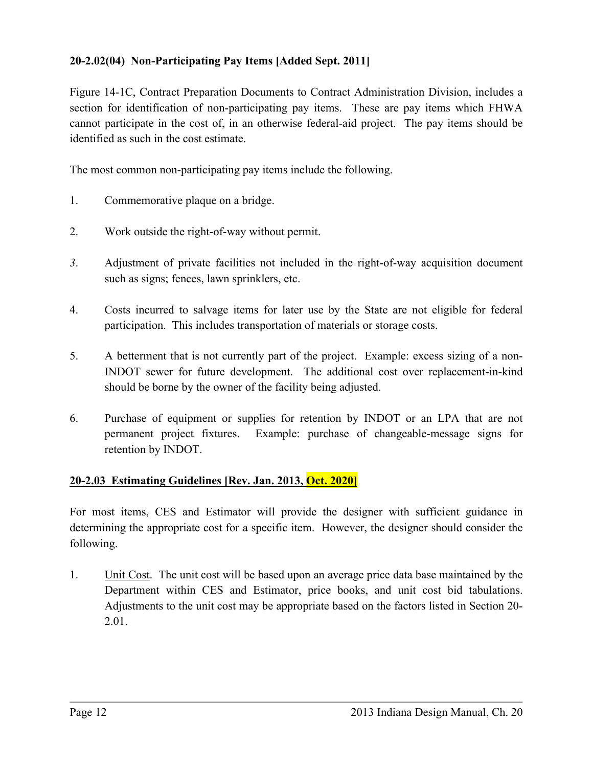### 20-2.02(04) Non-Participating Pay Items [Added Sept. 2011]

Figure 14-1C, Contract Preparation Documents to Contract Administration Division, includes a section for identification of non-participating pay items. These are pay items which FHWA cannot participate in the cost of, in an otherwise federal-aid project. The pay items should be identified as such in the cost estimate.

The most common non-participating pay items include the following.

1. Commemorative plaque on a bridge.
2. Work outside the right-of-way without permit.
3. Adjustment of private facilities not included in the right-of-way acquisition document such as signs; fences, lawn sprinklers, etc.
4. Costs incurred to salvage items for later use by the State are not eligible for federal participation. This includes transportation of materials or storage costs.
5. A betterment that is not currently part of the project. Example: excess sizing of a non-INDOT sewer for future development. The additional cost over replacement-in-kind should be borne by the owner of the facility being adjusted.
6. Purchase of equipment or supplies for retention by INDOT or an LPA that are not permanent project fixtures. Example: purchase of changeable-message signs for retention by INDOT.

### 20-2.03 Estimating Guidelines [Rev. Jan. 2013, Oct. 2020]

For most items, CES and Estimator will provide the designer with sufficient guidance in determining the appropriate cost for a specific item. However, the designer should consider the following.

1. Unit Cost. The unit cost will be based upon an average price data base maintained by the Department within CES and Estimator, price books, and unit cost bid tabulations. Adjustments to the unit cost may be appropriate based on the factors listed in Section 20-2.01.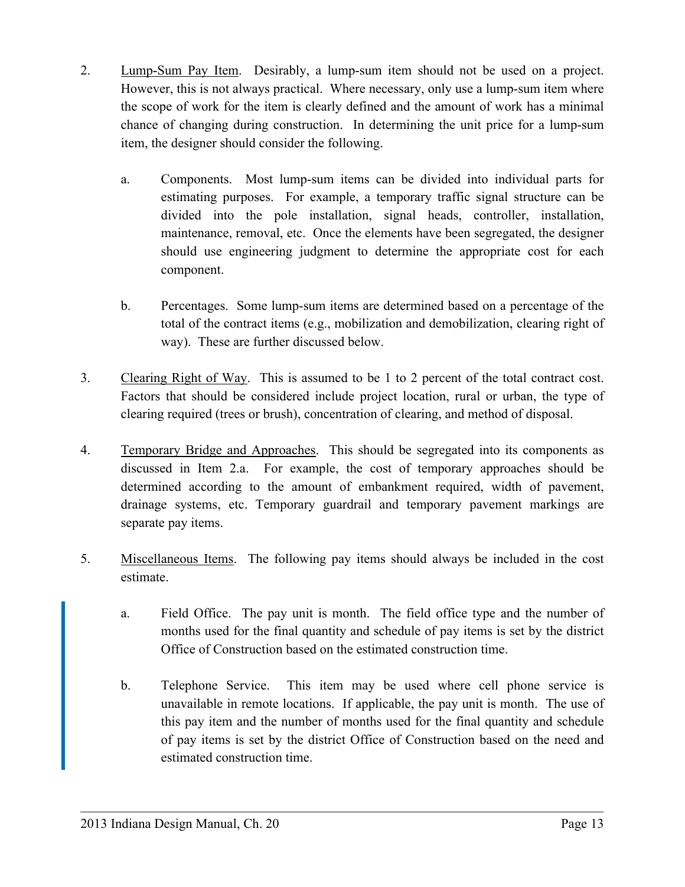2. Lump-Sum Pay Item. Desirably, a lump-sum item should not be used on a project. However, this is not always practical. Where necessary, only use a lump-sum item where the scope of work for the item is clearly defined and the amount of work has a minimal chance of changing during construction. In determining the unit price for a lump-sum item, the designer should consider the following.

   a. Components. Most lump-sum items can be divided into individual parts for estimating purposes. For example, a temporary traffic signal structure can be divided into the pole installation, signal heads, controller, installation, maintenance, removal, etc. Once the elements have been segregated, the designer should use engineering judgment to determine the appropriate cost for each component.

   b. Percentages. Some lump-sum items are determined based on a percentage of the total of the contract items (e.g., mobilization and demobilization, clearing right of way). These are further discussed below.

3. Clearing Right of Way. This is assumed to be 1 to 2 percent of the total contract cost. Factors that should be considered include project location, rural or urban, the type of clearing required (trees or brush), concentration of clearing, and method of disposal.

4. Temporary Bridge and Approaches. This should be segregated into its components as discussed in Item 2.a. For example, the cost of temporary approaches should be determined according to the amount of embankment required, width of pavement, drainage systems, etc. Temporary guardrail and temporary pavement markings are separate pay items.

5. Miscellaneous Items. The following pay items should always be included in the cost estimate.

   a. Field Office. The pay unit is month. The field office type and the number of months used for the final quantity and schedule of pay items is set by the district Office of Construction based on the estimated construction time.

   b. Telephone Service. This item may be used where cell phone service is unavailable in remote locations. If applicable, the pay unit is month. The use of this pay item and the number of months used for the final quantity and schedule of pay items is set by the district Office of Construction based on the need and estimated construction time.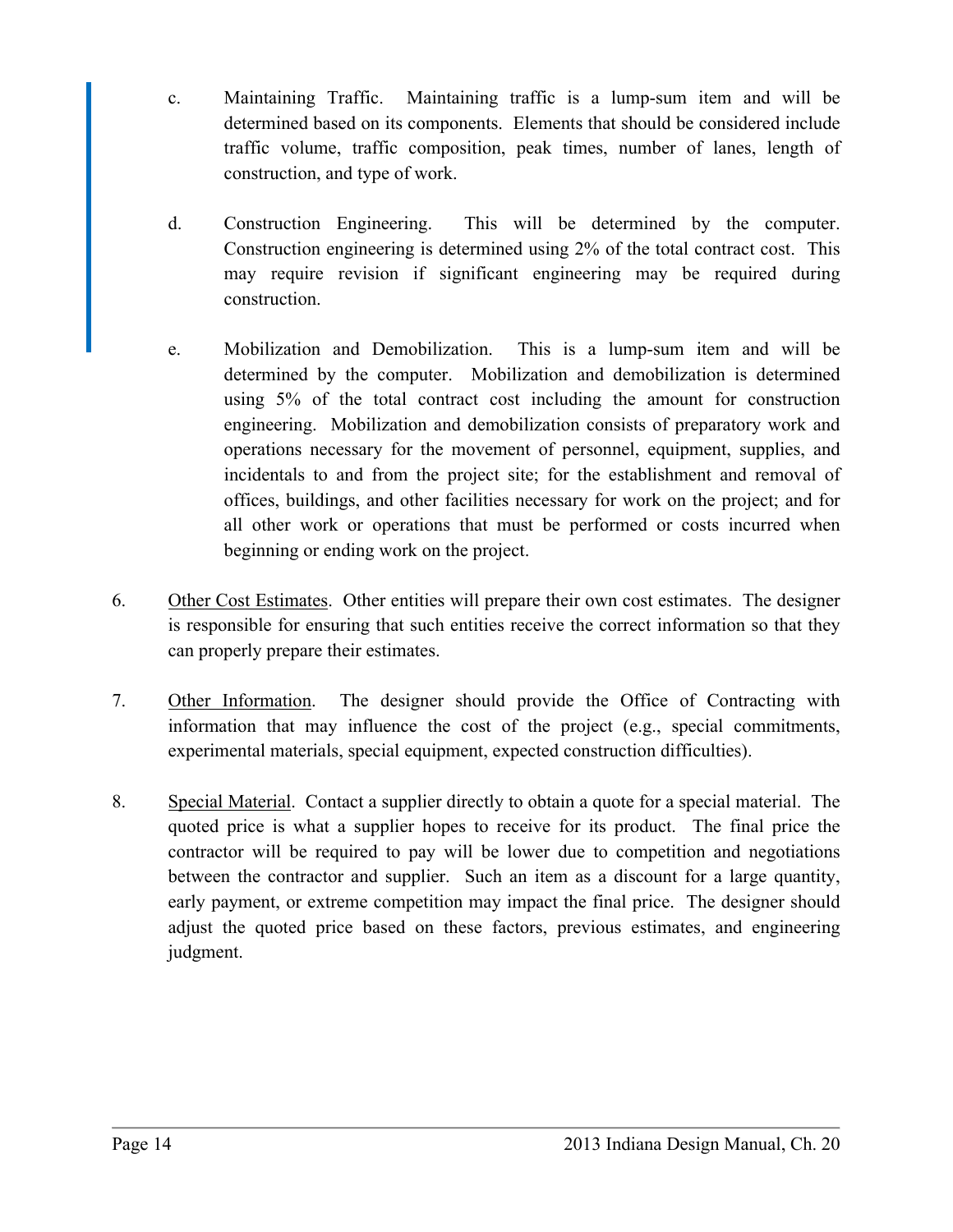c. Maintaining Traffic. Maintaining traffic is a lump-sum item and will be determined based on its components. Elements that should be considered include traffic volume, traffic composition, peak times, number of lanes, length of construction, and type of work.

d. Construction Engineering. This will be determined by the computer. Construction engineering is determined using 2% of the total contract cost. This may require revision if significant engineering may be required during construction.

e. Mobilization and Demobilization. This is a lump-sum item and will be determined by the computer. Mobilization and demobilization is determined using 5% of the total contract cost including the amount for construction engineering. Mobilization and demobilization consists of preparatory work and operations necessary for the movement of personnel, equipment, supplies, and incidentals to and from the project site; for the establishment and removal of offices, buildings, and other facilities necessary for work on the project; and for all other work or operations that must be performed or costs incurred when beginning or ending work on the project.

6. <u>Other Cost Estimates</u>. Other entities will prepare their own cost estimates. The designer is responsible for ensuring that such entities receive the correct information so that they can properly prepare their estimates.

7. <u>Other Information</u>. The designer should provide the Office of Contracting with information that may influence the cost of the project (e.g., special commitments, experimental materials, special equipment, expected construction difficulties).

8. <u>Special Material</u>. Contact a supplier directly to obtain a quote for a special material. The quoted price is what a supplier hopes to receive for its product. The final price the contractor will be required to pay will be lower due to competition and negotiations between the contractor and supplier. Such an item as a discount for a large quantity, early payment, or extreme competition may impact the final price. The designer should adjust the quoted price based on these factors, previous estimates, and engineering judgment.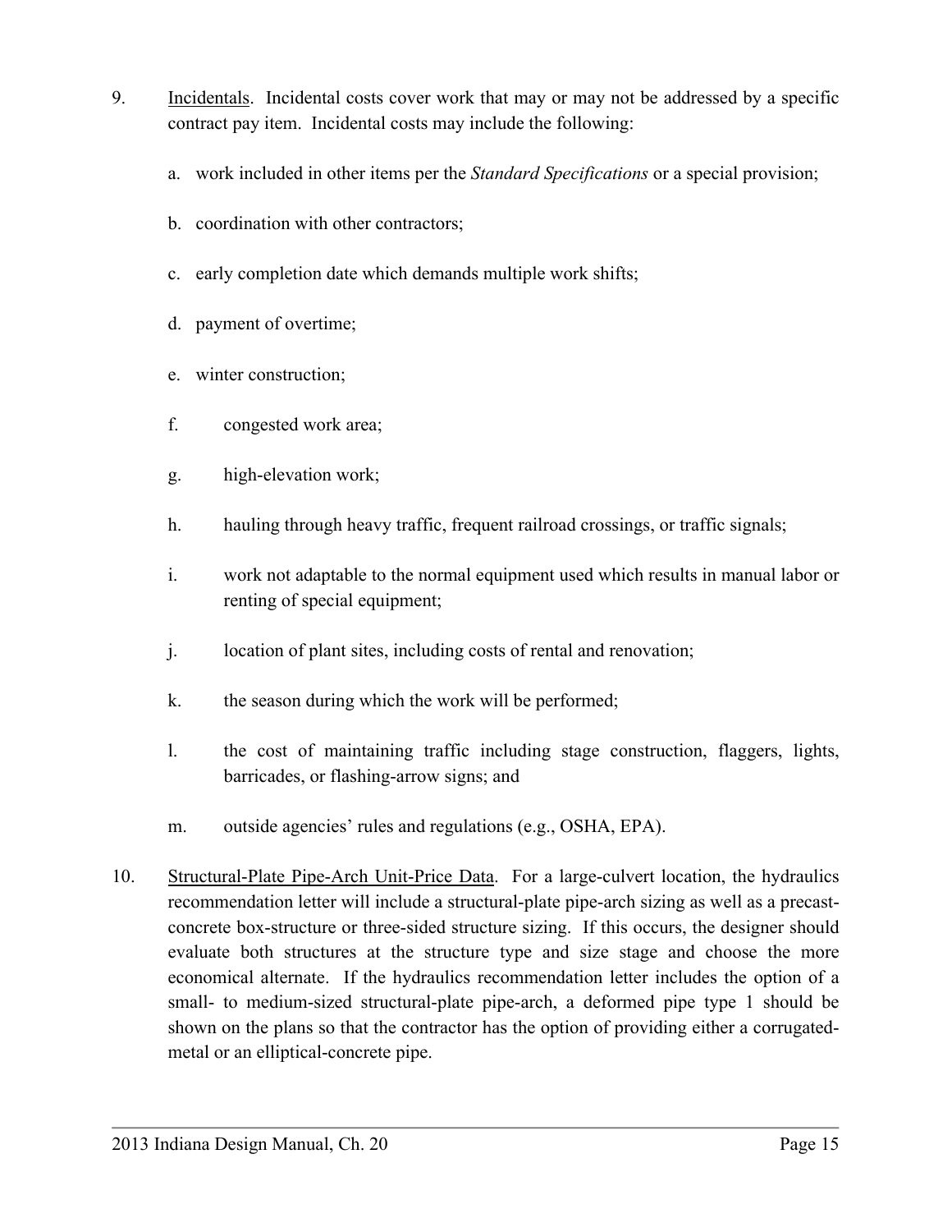9. <u>Incidentals</u>. Incidental costs cover work that may or may not be addressed by a specific contract pay item. Incidental costs may include the following:

   a. work included in other items per the *Standard Specifications* or a special provision;

   b. coordination with other contractors;

   c. early completion date which demands multiple work shifts;

   d. payment of overtime;

   e. winter construction;

   f. congested work area;

   g. high-elevation work;

   h. hauling through heavy traffic, frequent railroad crossings, or traffic signals;

   i. work not adaptable to the normal equipment used which results in manual labor or renting of special equipment;

   j. location of plant sites, including costs of rental and renovation;

   k. the season during which the work will be performed;

   l. the cost of maintaining traffic including stage construction, flaggers, lights, barricades, or flashing-arrow signs; and

   m. outside agencies' rules and regulations (e.g., OSHA, EPA).

10. <u>Structural-Plate Pipe-Arch Unit-Price Data</u>. For a large-culvert location, the hydraulics recommendation letter will include a structural-plate pipe-arch sizing as well as a precast-concrete box-structure or three-sided structure sizing. If this occurs, the designer should evaluate both structures at the structure type and size stage and choose the more economical alternate. If the hydraulics recommendation letter includes the option of a small- to medium-sized structural-plate pipe-arch, a deformed pipe type 1 should be shown on the plans so that the contractor has the option of providing either a corrugated-metal or an elliptical-concrete pipe.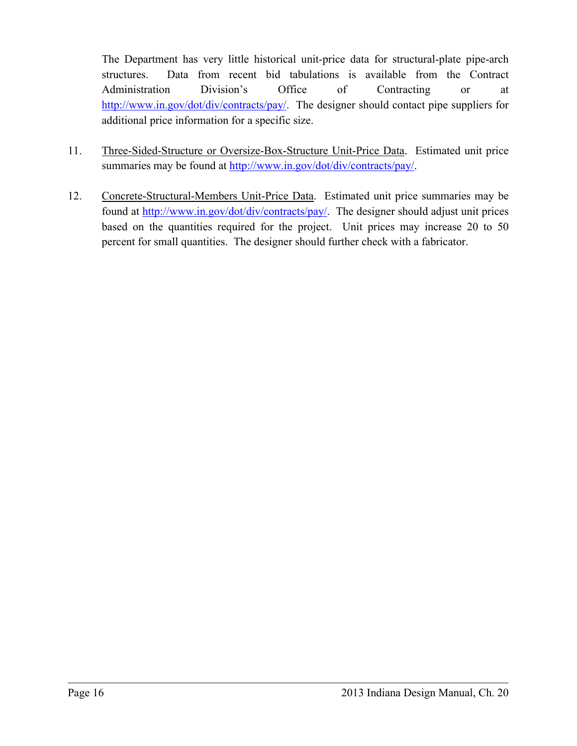The Department has very little historical unit-price data for structural-plate pipe-arch structures. Data from recent bid tabulations is available from the Contract Administration Division's Office of Contracting or at [http://www.in.gov/dot/div/contracts/pay/](http://www.in.gov/dot/div/contracts/pay/). The designer should contact pipe suppliers for additional price information for a specific size.

11. <u>Three-Sided-Structure or Oversize-Box-Structure Unit-Price Data</u>. Estimated unit price summaries may be found at [http://www.in.gov/dot/div/contracts/pay/](http://www.in.gov/dot/div/contracts/pay/).

12. <u>Concrete-Structural-Members Unit-Price Data</u>. Estimated unit price summaries may be found at [http://www.in.gov/dot/div/contracts/pay/](http://www.in.gov/dot/div/contracts/pay/). The designer should adjust unit prices based on the quantities required for the project. Unit prices may increase 20 to 50 percent for small quantities. The designer should further check with a fabricator.